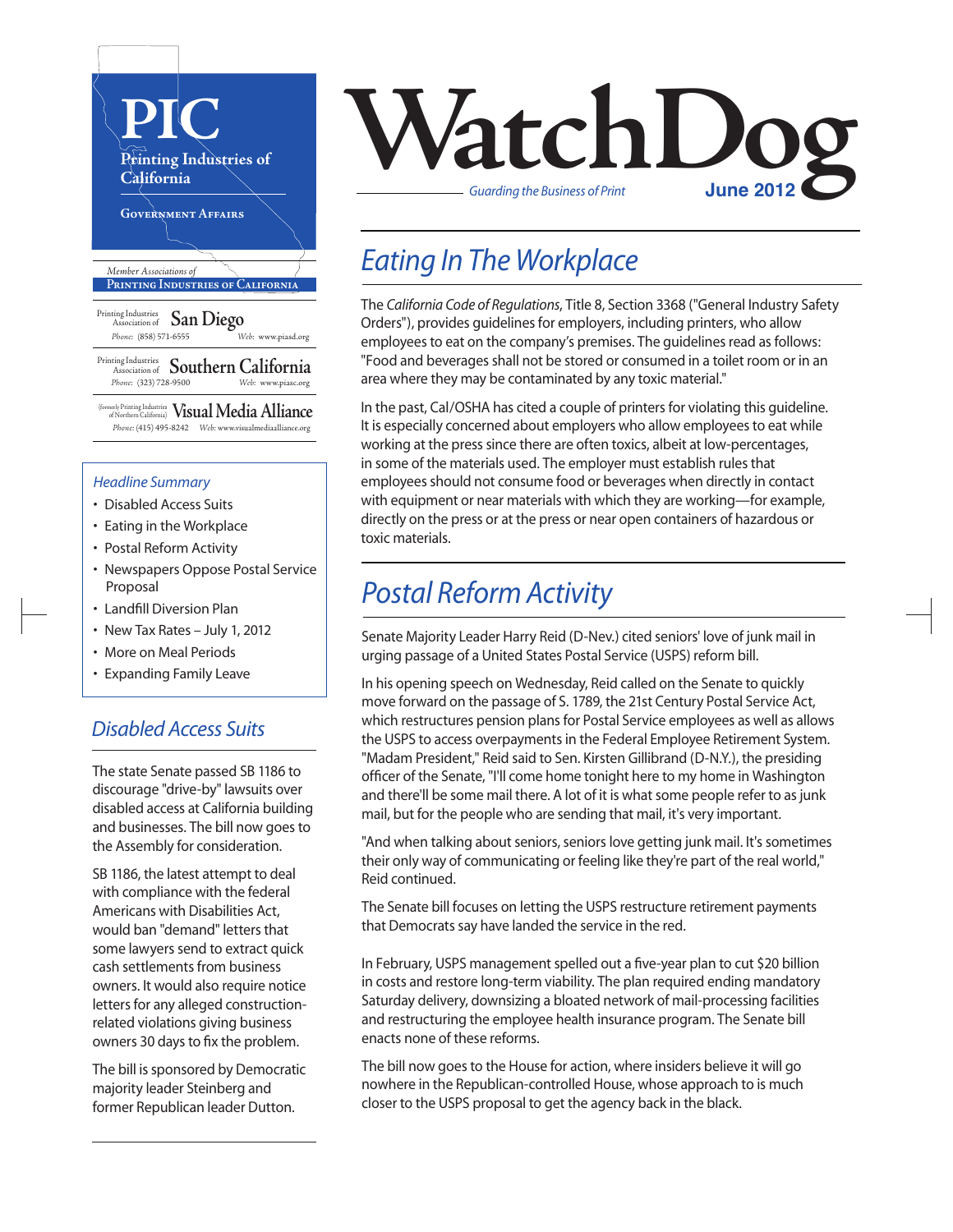# WatchDog

*Guarding the Business of Print*

**June 2012**

**PIC**

Printing Industries of California

GOVERNMENT AFFAIRS

*Member Associations of*
PRINTING INDUSTRIES OF CALIFORNIA

Printing Industries Association of **San Diego**
Phone: (858) 571-6555 Web: www.piasd.org

Printing Industries Association of **Southern California**
Phone: (323) 728-9500 Web: www.piasc.org

(formerly Printing Industries of Northern California) **Visual Media Alliance**
Phone: (415) 495-8242 Web: www.visualmediaalliance.org

*Headline Summary*

- Disabled Access Suits
- Eating in the Workplace
- Postal Reform Activity
- Newspapers Oppose Postal Service Proposal
- Landfill Diversion Plan
- New Tax Rates – July 1, 2012
- More on Meal Periods
- Expanding Family Leave

## Disabled Access Suits

The state Senate passed SB 1186 to discourage "drive-by" lawsuits over disabled access at California building and businesses. The bill now goes to the Assembly for consideration.

SB 1186, the latest attempt to deal with compliance with the federal Americans with Disabilities Act, would ban "demand" letters that some lawyers send to extract quick cash settlements from business owners. It would also require notice letters for any alleged construction-related violations giving business owners 30 days to fix the problem.

The bill is sponsored by Democratic majority leader Steinberg and former Republican leader Dutton.

## Eating In The Workplace

The *California Code of Regulations*, Title 8, Section 3368 ("General Industry Safety Orders"), provides guidelines for employers, including printers, who allow employees to eat on the company's premises. The guidelines read as follows: "Food and beverages shall not be stored or consumed in a toilet room or in an area where they may be contaminated by any toxic material."

In the past, Cal/OSHA has cited a couple of printers for violating this guideline. It is especially concerned about employers who allow employees to eat while working at the press since there are often toxics, albeit at low-percentages, in some of the materials used. The employer must establish rules that employees should not consume food or beverages when directly in contact with equipment or near materials with which they are working—for example, directly on the press or at the press or near open containers of hazardous or toxic materials.

## Postal Reform Activity

Senate Majority Leader Harry Reid (D-Nev.) cited seniors' love of junk mail in urging passage of a United States Postal Service (USPS) reform bill.

In his opening speech on Wednesday, Reid called on the Senate to quickly move forward on the passage of S. 1789, the 21st Century Postal Service Act, which restructures pension plans for Postal Service employees as well as allows the USPS to access overpayments in the Federal Employee Retirement System. "Madam President," Reid said to Sen. Kirsten Gillibrand (D-N.Y.), the presiding officer of the Senate, "I'll come home tonight here to my home in Washington and there'll be some mail there. A lot of it is what some people refer to as junk mail, but for the people who are sending that mail, it's very important.

"And when talking about seniors, seniors love getting junk mail. It's sometimes their only way of communicating or feeling like they're part of the real world," Reid continued.

The Senate bill focuses on letting the USPS restructure retirement payments that Democrats say have landed the service in the red.

In February, USPS management spelled out a five-year plan to cut $20 billion in costs and restore long-term viability. The plan required ending mandatory Saturday delivery, downsizing a bloated network of mail-processing facilities and restructuring the employee health insurance program. The Senate bill enacts none of these reforms.

The bill now goes to the House for action, where insiders believe it will go nowhere in the Republican-controlled House, whose approach to is much closer to the USPS proposal to get the agency back in the black.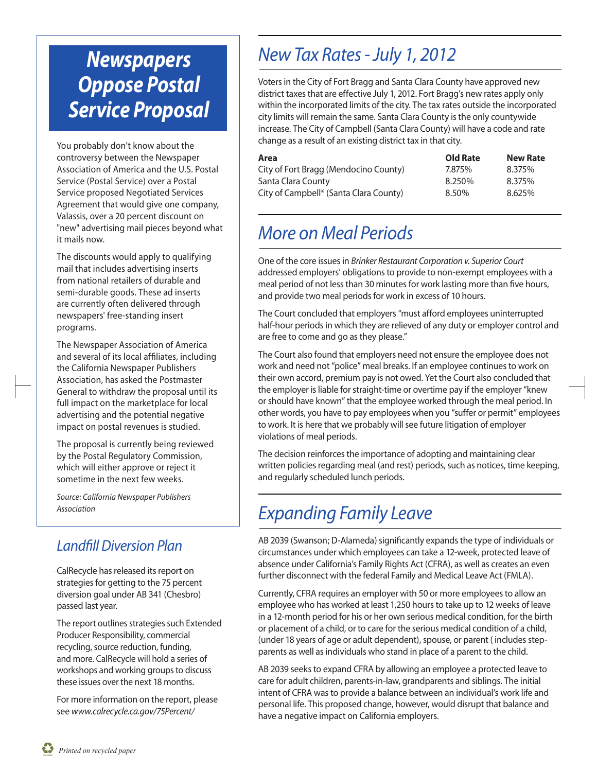# Newspapers Oppose Postal Service Proposal

You probably don't know about the controversy between the Newspaper Association of America and the U.S. Postal Service (Postal Service) over a Postal Service proposed Negotiated Services Agreement that would give one company, Valassis, over a 20 percent discount on "new" advertising mail pieces beyond what it mails now.

The discounts would apply to qualifying mail that includes advertising inserts from national retailers of durable and semi-durable goods. These ad inserts are currently often delivered through newspapers' free-standing insert programs.

The Newspaper Association of America and several of its local affiliates, including the California Newspaper Publishers Association, has asked the Postmaster General to withdraw the proposal until its full impact on the marketplace for local advertising and the potential negative impact on postal revenues is studied.

The proposal is currently being reviewed by the Postal Regulatory Commission, which will either approve or reject it sometime in the next few weeks.

*Source: California Newspaper Publishers Association*

## Landfill Diversion Plan

~~CalRecycle has released its report on~~ strategies for getting to the 75 percent diversion goal under AB 341 (Chesbro) passed last year.

The report outlines strategies such Extended Producer Responsibility, commercial recycling, source reduction, funding, and more. CalRecycle will hold a series of workshops and working groups to discuss these issues over the next 18 months.

For more information on the report, please see *www.calrecycle.ca.gov/75Percent/*

## New Tax Rates - July 1, 2012

Voters in the City of Fort Bragg and Santa Clara County have approved new district taxes that are effective July 1, 2012. Fort Bragg's new rates apply only within the incorporated limits of the city. The tax rates outside the incorporated city limits will remain the same. Santa Clara County is the only countywide increase. The City of Campbell (Santa Clara County) will have a code and rate change as a result of an existing district tax in that city.

| Area | Old Rate | New Rate |
|---|---|---|
| City of Fort Bragg (Mendocino County) | 7.875% | 8.375% |
| Santa Clara County | 8.250% | 8.375% |
| City of Campbell* (Santa Clara County) | 8.50% | 8.625% |

## More on Meal Periods

One of the core issues in *Brinker Restaurant Corporation v. Superior Court* addressed employers' obligations to provide to non-exempt employees with a meal period of not less than 30 minutes for work lasting more than five hours, and provide two meal periods for work in excess of 10 hours.

The Court concluded that employers "must afford employees uninterrupted half-hour periods in which they are relieved of any duty or employer control and are free to come and go as they please."

The Court also found that employers need not ensure the employee does not work and need not "police" meal breaks. If an employee continues to work on their own accord, premium pay is not owed. Yet the Court also concluded that the employer is liable for straight-time or overtime pay if the employer "knew or should have known" that the employee worked through the meal period. In other words, you have to pay employees when you "suffer or permit" employees to work. It is here that we probably will see future litigation of employer violations of meal periods.

The decision reinforces the importance of adopting and maintaining clear written policies regarding meal (and rest) periods, such as notices, time keeping, and regularly scheduled lunch periods.

## Expanding Family Leave

AB 2039 (Swanson; D-Alameda) significantly expands the type of individuals or circumstances under which employees can take a 12-week, protected leave of absence under California's Family Rights Act (CFRA), as well as creates an even further disconnect with the federal Family and Medical Leave Act (FMLA).

Currently, CFRA requires an employer with 50 or more employees to allow an employee who has worked at least 1,250 hours to take up to 12 weeks of leave in a 12-month period for his or her own serious medical condition, for the birth or placement of a child, or to care for the serious medical condition of a child, (under 18 years of age or adult dependent), spouse, or parent ( includes step-parents as well as individuals who stand in place of a parent to the child.

AB 2039 seeks to expand CFRA by allowing an employee a protected leave to care for adult children, parents-in-law, grandparents and siblings. The initial intent of CFRA was to provide a balance between an individual's work life and personal life. This proposed change, however, would disrupt that balance and have a negative impact on California employers.

*Printed on recycled paper*